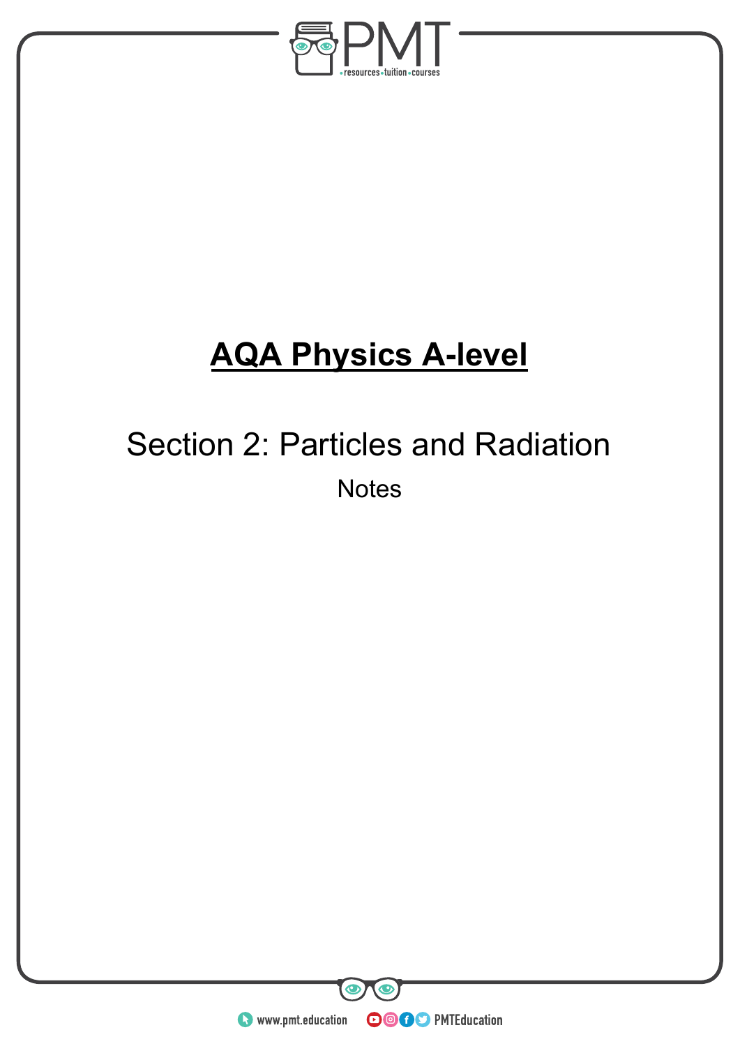# AQA Physics A-level

## Section 2: Particles and Radiation

Notes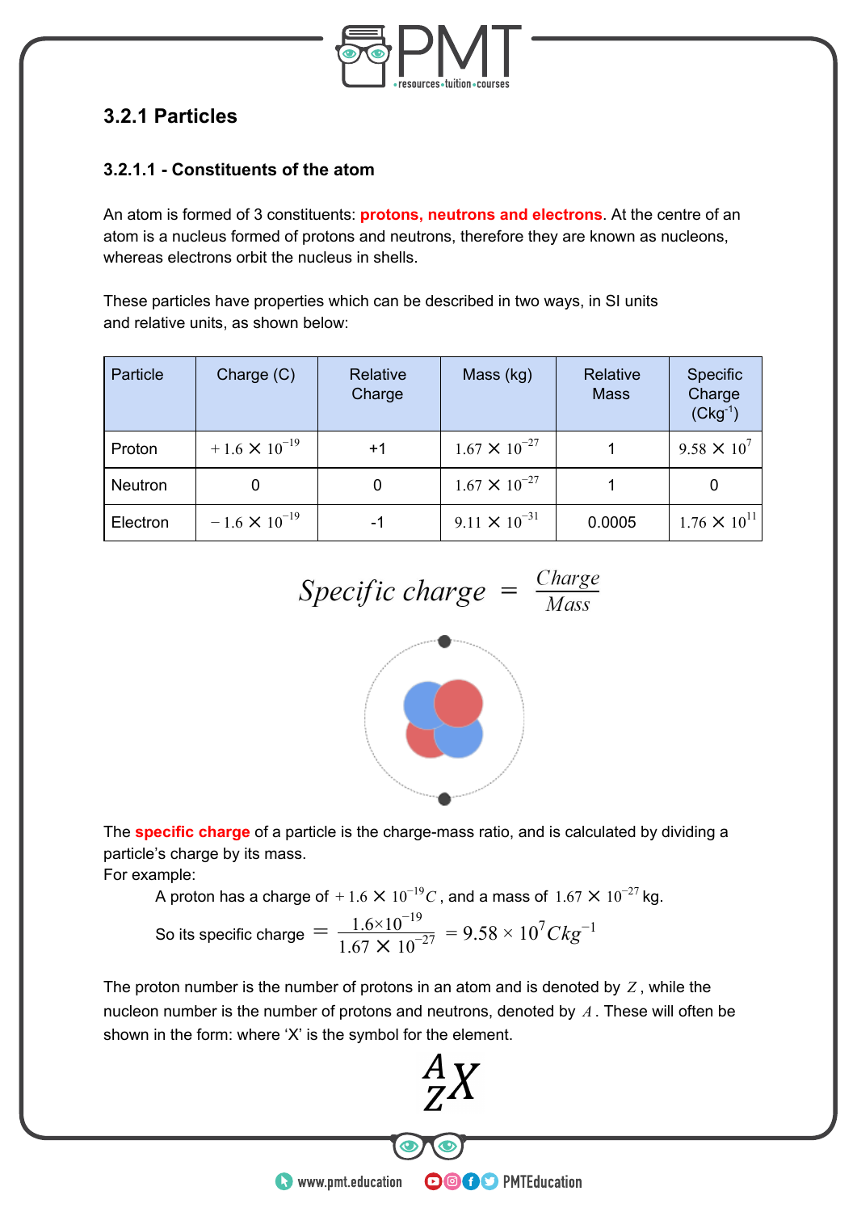## 3.2.1 Particles

### 3.2.1.1 - Constituents of the atom

An atom is formed of 3 constituents: **protons, neutrons and electrons**. At the centre of an atom is a nucleus formed of protons and neutrons, therefore they are known as nucleons, whereas electrons orbit the nucleus in shells.

These particles have properties which can be described in two ways, in SI units and relative units, as shown below:

| Particle | Charge (C) | Relative Charge | Mass (kg) | Relative Mass | Specific Charge ($Ckg^{-1}$) |
|---|---|---|---|---|---|
| Proton | $+1.6 \times 10^{-19}$ | +1 | $1.67 \times 10^{-27}$ | 1 | $9.58 \times 10^{7}$ |
| Neutron | 0 | 0 | $1.67 \times 10^{-27}$ | 1 | 0 |
| Electron | $-1.6 \times 10^{-19}$ | -1 | $9.11 \times 10^{-31}$ | 0.0005 | $1.76 \times 10^{11}$ |

$$Specific\ charge = \frac{Charge}{Mass}$$

The **specific charge** of a particle is the charge-mass ratio, and is calculated by dividing a particle's charge by its mass.

For example:

A proton has a charge of $+1.6 \times 10^{-19} C$, and a mass of $1.67 \times 10^{-27}$ kg.

So its specific charge $= \dfrac{1.6 \times 10^{-19}}{1.67 \times 10^{-27}} = 9.58 \times 10^{7} Ckg^{-1}$

The proton number is the number of protons in an atom and is denoted by $Z$, while the nucleon number is the number of protons and neutrons, denoted by $A$. These will often be shown in the form: where 'X' is the symbol for the element.

$${}^{A}_{Z}X$$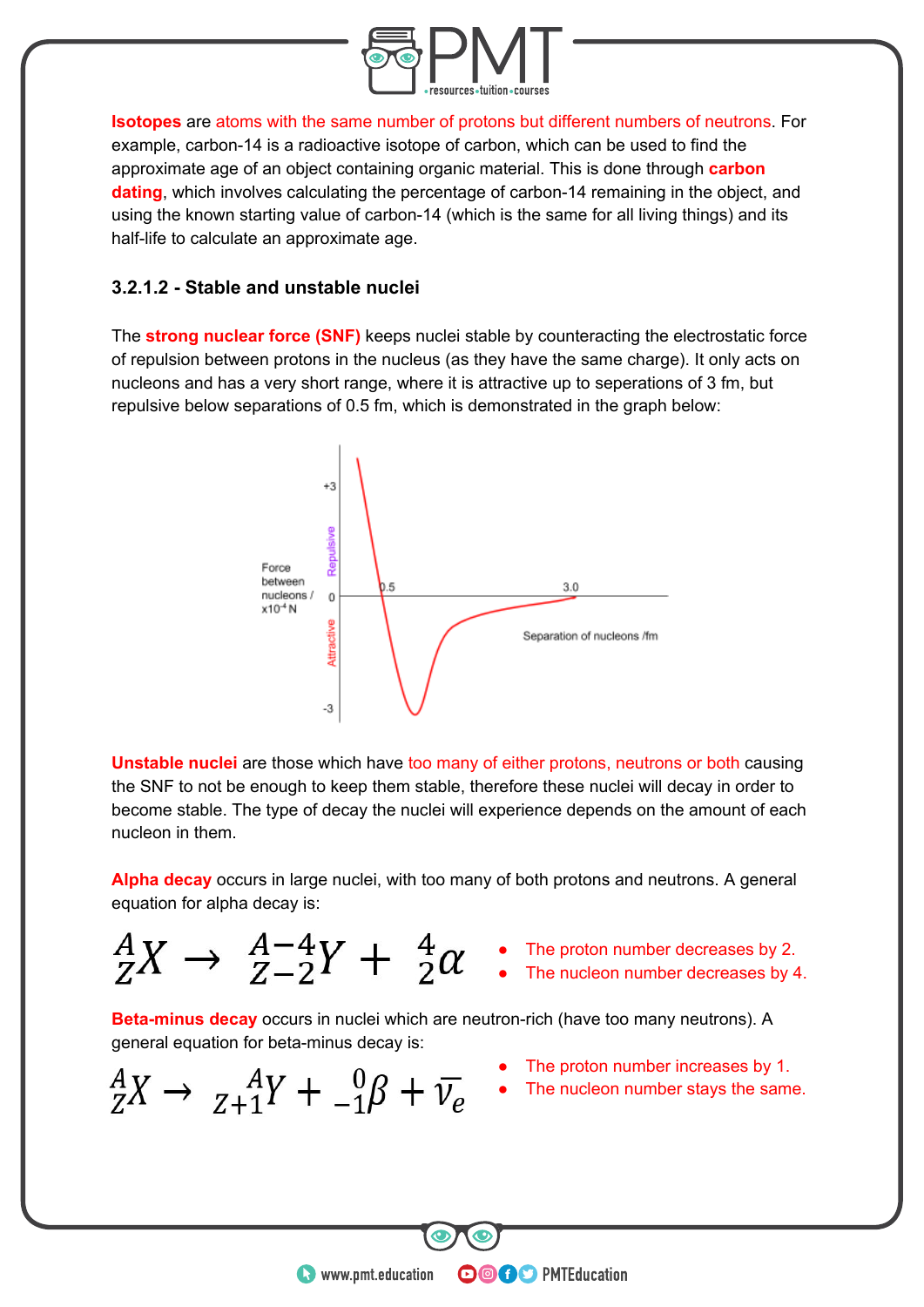**Isotopes** are atoms with the same number of protons but different numbers of neutrons. For example, carbon-14 is a radioactive isotope of carbon, which can be used to find the approximate age of an object containing organic material. This is done through **carbon dating**, which involves calculating the percentage of carbon-14 remaining in the object, and using the known starting value of carbon-14 (which is the same for all living things) and its half-life to calculate an approximate age.

### 3.2.1.2 - Stable and unstable nuclei

The **strong nuclear force (SNF)** keeps nuclei stable by counteracting the electrostatic force of repulsion between protons in the nucleus (as they have the same charge). It only acts on nucleons and has a very short range, where it is attractive up to seperations of 3 fm, but repulsive below separations of 0.5 fm, which is demonstrated in the graph below:

**Unstable nuclei** are those which have too many of either protons, neutrons or both causing the SNF to not be enough to keep them stable, therefore these nuclei will decay in order to become stable. The type of decay the nuclei will experience depends on the amount of each nucleon in them.

**Alpha decay** occurs in large nuclei, with too many of both protons and neutrons. A general equation for alpha decay is:

$$^{A}_{Z}X \rightarrow \, ^{A-4}_{Z-2}Y + \, ^{4}_{2}\alpha$$

- The proton number decreases by 2.
- The nucleon number decreases by 4.

**Beta-minus decay** occurs in nuclei which are neutron-rich (have too many neutrons). A general equation for beta-minus decay is:

$$^{A}_{Z}X \rightarrow \, _{Z+1}^{\;\;A}Y + \, ^{0}_{-1}\beta + \bar{\nu}_e$$

- The proton number increases by 1.
- The nucleon number stays the same.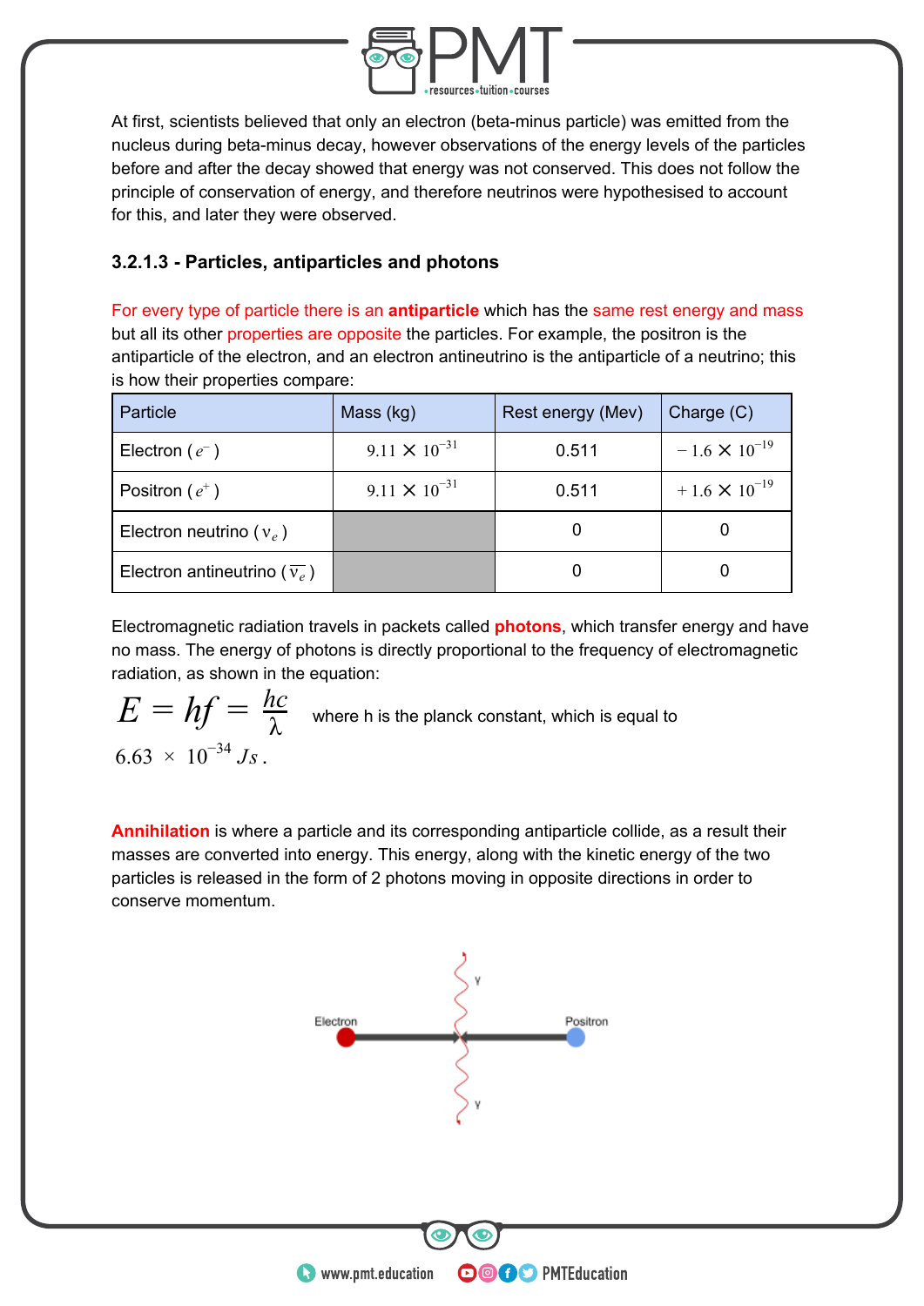At first, scientists believed that only an electron (beta-minus particle) was emitted from the nucleus during beta-minus decay, however observations of the energy levels of the particles before and after the decay showed that energy was not conserved. This does not follow the principle of conservation of energy, and therefore neutrinos were hypothesised to account for this, and later they were observed.

### 3.2.1.3 - Particles, antiparticles and photons

For every type of particle there is an **antiparticle** which has the same rest energy and mass but all its other properties are opposite the particles. For example, the positron is the antiparticle of the electron, and an electron antineutrino is the antiparticle of a neutrino; this is how their properties compare:

| Particle | Mass (kg) | Rest energy (Mev) | Charge (C) |
|---|---|---|---|
| Electron ( $e^-$ ) | $9.11 \times 10^{-31}$ | 0.511 | $-1.6 \times 10^{-19}$ |
| Positron ( $e^+$ ) | $9.11 \times 10^{-31}$ | 0.511 | $+1.6 \times 10^{-19}$ |
| Electron neutrino ( $\nu_e$ ) | | 0 | 0 |
| Electron antineutrino ( $\overline{\nu_e}$ ) | | 0 | 0 |

Electromagnetic radiation travels in packets called **photons**, which transfer energy and have no mass. The energy of photons is directly proportional to the frequency of electromagnetic radiation, as shown in the equation:

$$E = hf = \frac{hc}{\lambda}$$

where h is the planck constant, which is equal to $6.63 \times 10^{-34}\ Js$.

**Annihilation** is where a particle and its corresponding antiparticle collide, as a result their masses are converted into energy. This energy, along with the kinetic energy of the two particles is released in the form of 2 photons moving in opposite directions in order to conserve momentum.

Electron — Positron — γ — γ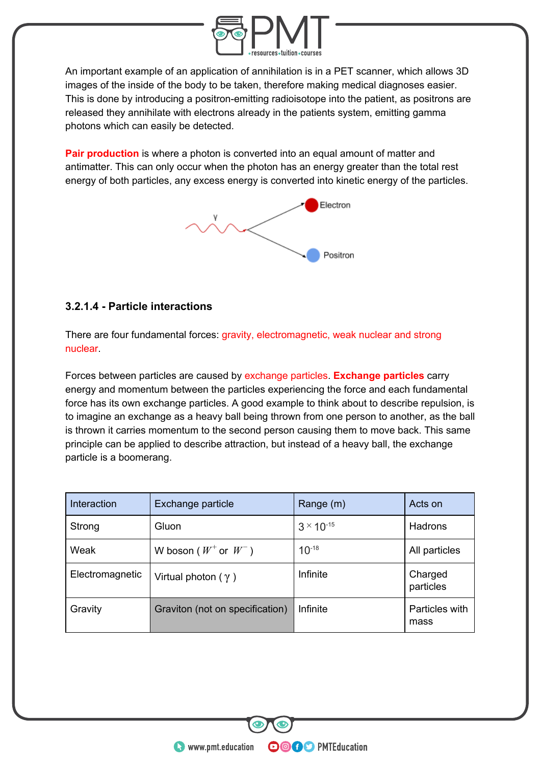An important example of an application of annihilation is in a PET scanner, which allows 3D images of the inside of the body to be taken, therefore making medical diagnoses easier. This is done by introducing a positron-emitting radioisotope into the patient, as positrons are released they annihilate with electrons already in the patients system, emitting gamma photons which can easily be detected.

**Pair production** is where a photon is converted into an equal amount of matter and antimatter. This can only occur when the photon has an energy greater than the total rest energy of both particles, any excess energy is converted into kinetic energy of the particles.

### 3.2.1.4 - Particle interactions

There are four fundamental forces: gravity, electromagnetic, weak nuclear and strong nuclear.

Forces between particles are caused by exchange particles. **Exchange particles** carry energy and momentum between the particles experiencing the force and each fundamental force has its own exchange particles. A good example to think about to describe repulsion, is to imagine an exchange as a heavy ball being thrown from one person to another, as the ball is thrown it carries momentum to the second person causing them to move back. This same principle can be applied to describe attraction, but instead of a heavy ball, the exchange particle is a boomerang.

| Interaction | Exchange particle | Range (m) | Acts on |
|---|---|---|---|
| Strong | Gluon | $3 \times 10^{-15}$ | Hadrons |
| Weak | W boson ( $W^+$ or $W^-$ ) | $10^{-18}$ | All particles |
| Electromagnetic | Virtual photon ( $\gamma$ ) | Infinite | Charged particles |
| Gravity | Graviton (not on specification) | Infinite | Particles with mass |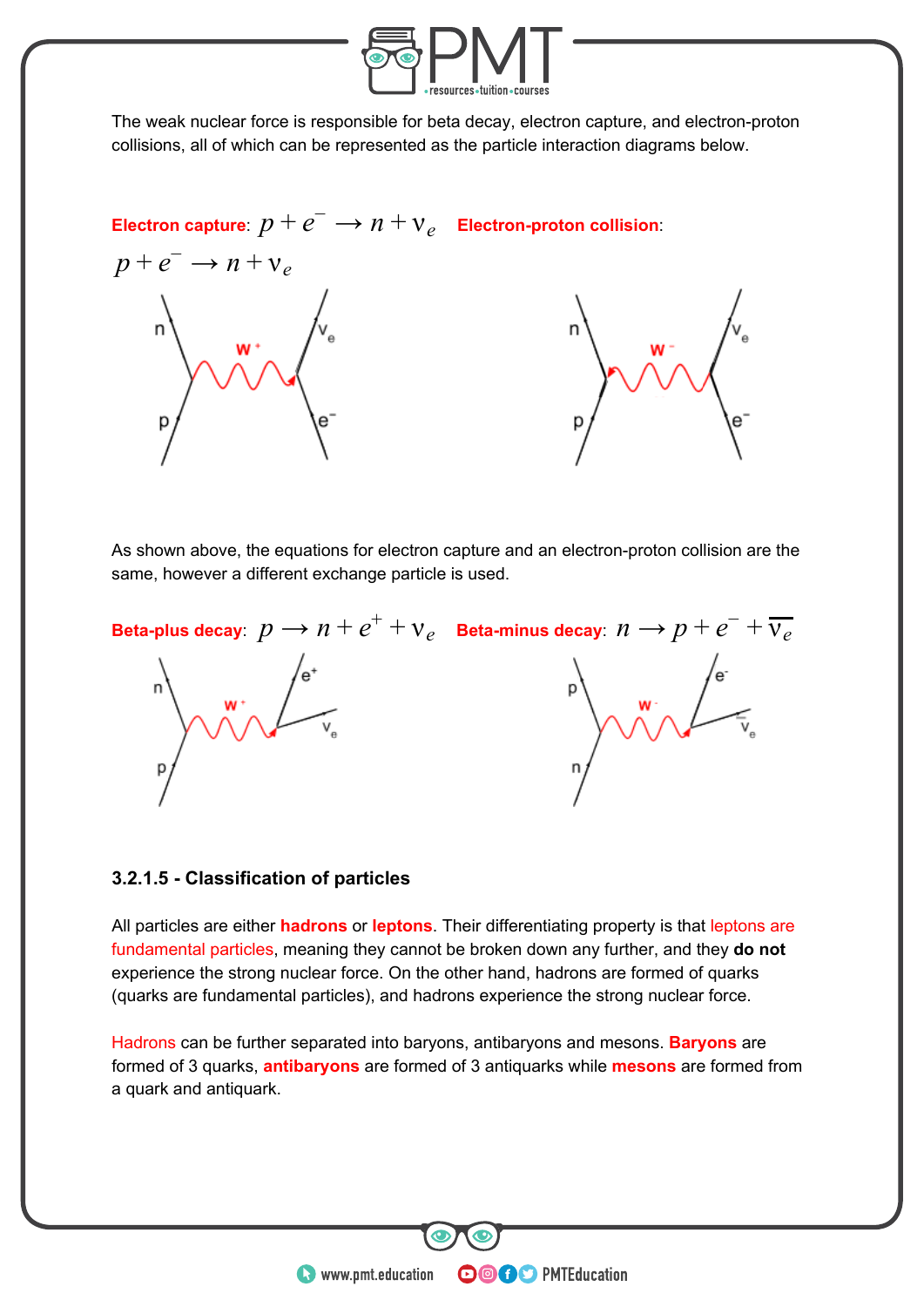The weak nuclear force is responsible for beta decay, electron capture, and electron-proton collisions, all of which can be represented as the particle interaction diagrams below.

**Electron capture**: $p + e^- \longrightarrow n + \nu_e$ **Electron-proton collision**: $p + e^- \longrightarrow n + \nu_e$

As shown above, the equations for electron capture and an electron-proton collision are the same, however a different exchange particle is used.

**Beta-plus decay**: $p \longrightarrow n + e^+ + \nu_e$ **Beta-minus decay**: $n \longrightarrow p + e^- + \overline{\nu_e}$

### 3.2.1.5 - Classification of particles

All particles are either **hadrons** or **leptons**. Their differentiating property is that leptons are fundamental particles, meaning they cannot be broken down any further, and they **do not** experience the strong nuclear force. On the other hand, hadrons are formed of quarks (quarks are fundamental particles), and hadrons experience the strong nuclear force.

Hadrons can be further separated into baryons, antibaryons and mesons. **Baryons** are formed of 3 quarks, **antibaryons** are formed of 3 antiquarks while **mesons** are formed from a quark and antiquark.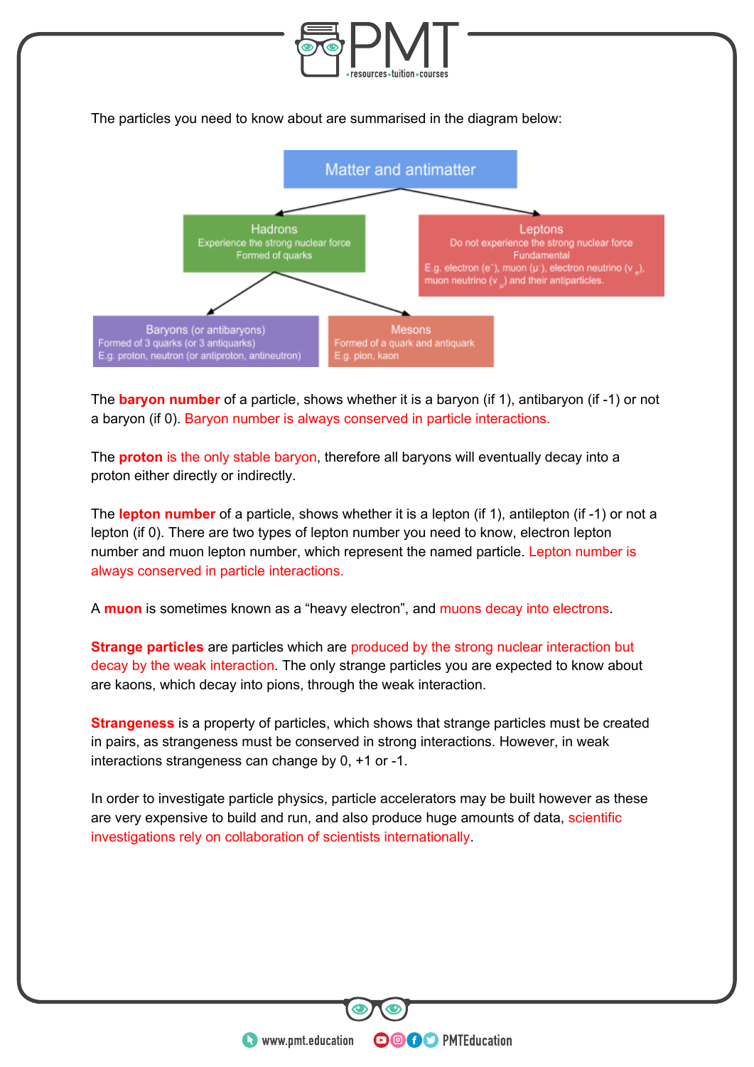The particles you need to know about are summarised in the diagram below:

**Matter and antimatter**

- **Hadrons** — Experience the strong nuclear force. Formed of quarks
  - **Baryons** (or antibaryons) — Formed of 3 quarks (or 3 antiquarks). E.g. proton, neutron (or antiproton, antineutron)
  - **Mesons** — Formed of a quark and antiquark. E.g. pion, kaon
- **Leptons** — Do not experience the strong nuclear force. Fundamental. E.g. electron ($e^-$), muon ($\mu^-$), electron neutrino ($\nu_e$), muon neutrino ($\nu_\mu$) and their antiparticles.

The **baryon number** of a particle, shows whether it is a baryon (if 1), antibaryon (if -1) or not a baryon (if 0). Baryon number is always conserved in particle interactions.

The **proton** is the only stable baryon, therefore all baryons will eventually decay into a proton either directly or indirectly.

The **lepton number** of a particle, shows whether it is a lepton (if 1), antilepton (if -1) or not a lepton (if 0). There are two types of lepton number you need to know, electron lepton number and muon lepton number, which represent the named particle. Lepton number is always conserved in particle interactions.

A **muon** is sometimes known as a "heavy electron", and muons decay into electrons.

**Strange particles** are particles which are produced by the strong nuclear interaction but decay by the weak interaction. The only strange particles you are expected to know about are kaons, which decay into pions, through the weak interaction.

**Strangeness** is a property of particles, which shows that strange particles must be created in pairs, as strangeness must be conserved in strong interactions. However, in weak interactions strangeness can change by 0, +1 or -1.

In order to investigate particle physics, particle accelerators may be built however as these are very expensive to build and run, and also produce huge amounts of data, scientific investigations rely on collaboration of scientists internationally.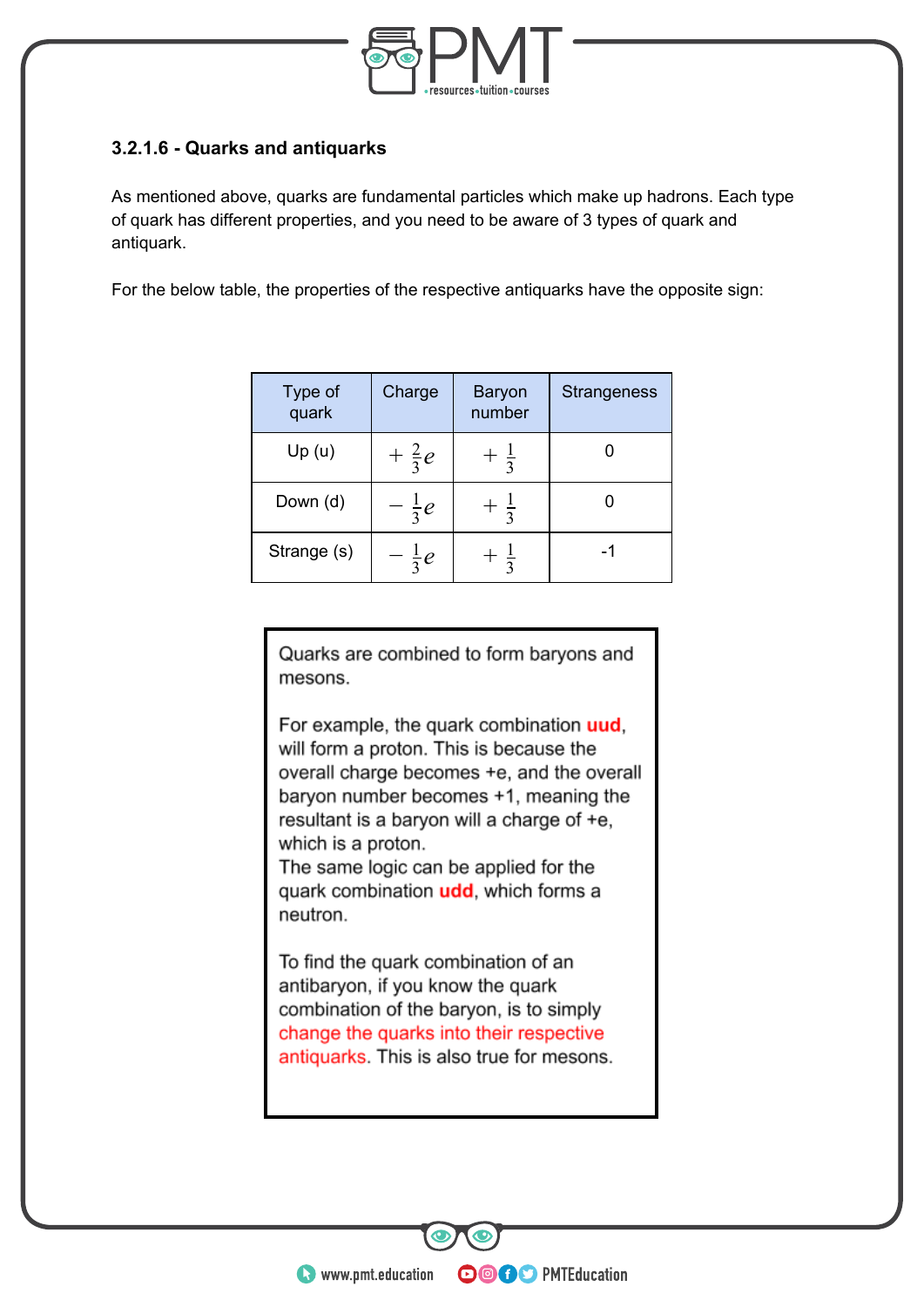### 3.2.1.6 - Quarks and antiquarks

As mentioned above, quarks are fundamental particles which make up hadrons. Each type of quark has different properties, and you need to be aware of 3 types of quark and antiquark.

For the below table, the properties of the respective antiquarks have the opposite sign:

| Type of quark | Charge | Baryon number | Strangeness |
|---|---|---|---|
| Up (u) | $+\frac{2}{3}e$ | $+\frac{1}{3}$ | 0 |
| Down (d) | $-\frac{1}{3}e$ | $+\frac{1}{3}$ | 0 |
| Strange (s) | $-\frac{1}{3}e$ | $+\frac{1}{3}$ | -1 |

Quarks are combined to form baryons and mesons.

For example, the quark combination **uud**, will form a proton. This is because the overall charge becomes +e, and the overall baryon number becomes +1, meaning the resultant is a baryon will a charge of +e, which is a proton.
The same logic can be applied for the quark combination **udd**, which forms a neutron.

To find the quark combination of an antibaryon, if you know the quark combination of the baryon, is to simply change the quarks into their respective antiquarks. This is also true for mesons.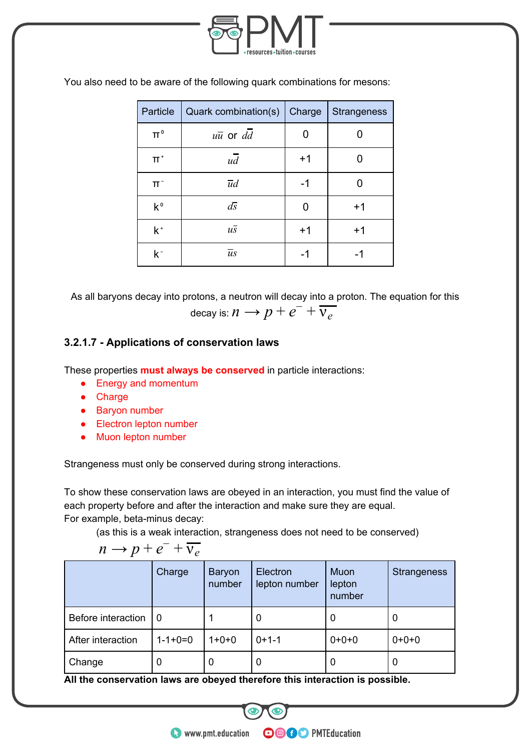You also need to be aware of the following quark combinations for mesons:

| Particle | Quark combination(s) | Charge | Strangeness |
|---|---|---|---|
| $\pi^0$ | $u\bar{u}$ or $d\bar{d}$ | 0 | 0 |
| $\pi^+$ | $u\bar{d}$ | +1 | 0 |
| $\pi^-$ | $\bar{u}d$ | -1 | 0 |
| $k^0$ | $d\bar{s}$ | 0 | +1 |
| $k^+$ | $u\bar{s}$ | +1 | +1 |
| $k^-$ | $\bar{u}s$ | -1 | -1 |

As all baryons decay into protons, a neutron will decay into a proton. The equation for this decay is: $n \longrightarrow p + e^- + \overline{\nu_e}$

### 3.2.1.7 - Applications of conservation laws

These properties **must always be conserved** in particle interactions:

- Energy and momentum
- Charge
- Baryon number
- Electron lepton number
- Muon lepton number

Strangeness must only be conserved during strong interactions.

To show these conservation laws are obeyed in an interaction, you must find the value of each property before and after the interaction and make sure they are equal.
For example, beta-minus decay:

(as this is a weak interaction, strangeness does not need to be conserved)

$$n \rightarrow p + e^- + \overline{\nu_e}$$

| | Charge | Baryon number | Electron lepton number | Muon lepton number | Strangeness |
|---|---|---|---|---|---|
| Before interaction | 0 | 1 | 0 | 0 | 0 |
| After interaction | 1-1+0=0 | 1+0+0 | 0+1-1 | 0+0+0 | 0+0+0 |
| Change | 0 | 0 | 0 | 0 | 0 |

**All the conservation laws are obeyed therefore this interaction is possible.**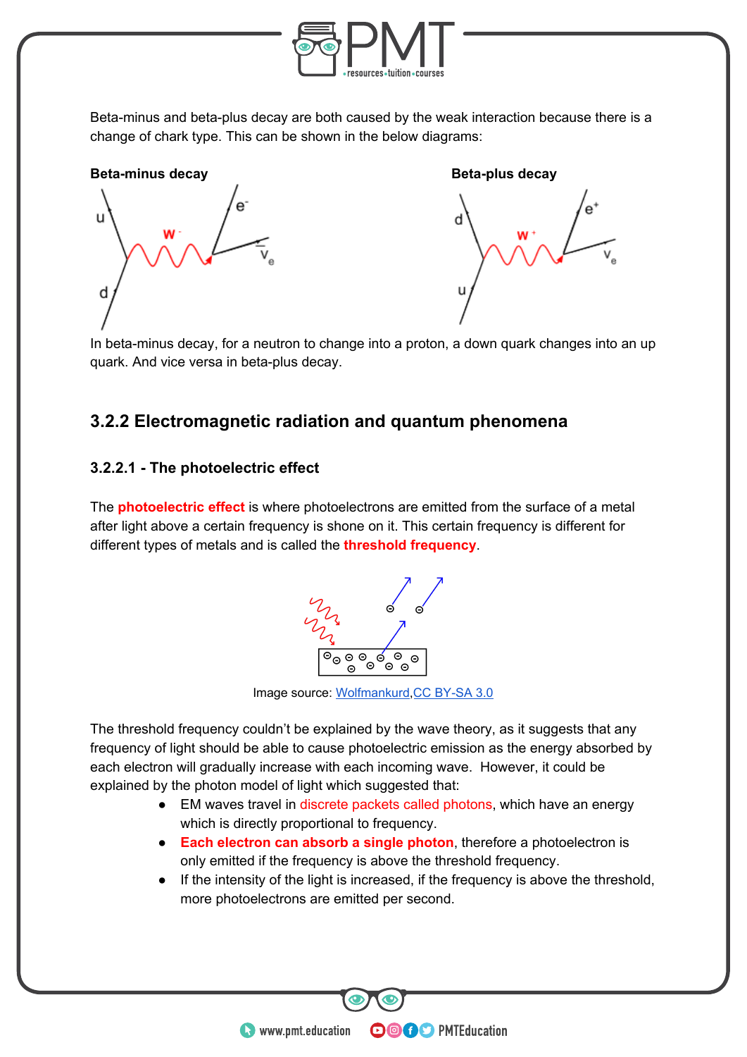Beta-minus and beta-plus decay are both caused by the weak interaction because there is a change of chark type. This can be shown in the below diagrams:

**Beta-minus decay**

**Beta-plus decay**

In beta-minus decay, for a neutron to change into a proton, a down quark changes into an up quark. And vice versa in beta-plus decay.

## 3.2.2 Electromagnetic radiation and quantum phenomena

### 3.2.2.1 - The photoelectric effect

The **photoelectric effect** is where photoelectrons are emitted from the surface of a metal after light above a certain frequency is shone on it. This certain frequency is different for different types of metals and is called the **threshold frequency**.

Image source: Wolfmankurd,CC BY-SA 3.0

The threshold frequency couldn't be explained by the wave theory, as it suggests that any frequency of light should be able to cause photoelectric emission as the energy absorbed by each electron will gradually increase with each incoming wave. However, it could be explained by the photon model of light which suggested that:

- EM waves travel in discrete packets called photons, which have an energy which is directly proportional to frequency.
- **Each electron can absorb a single photon**, therefore a photoelectron is only emitted if the frequency is above the threshold frequency.
- If the intensity of the light is increased, if the frequency is above the threshold, more photoelectrons are emitted per second.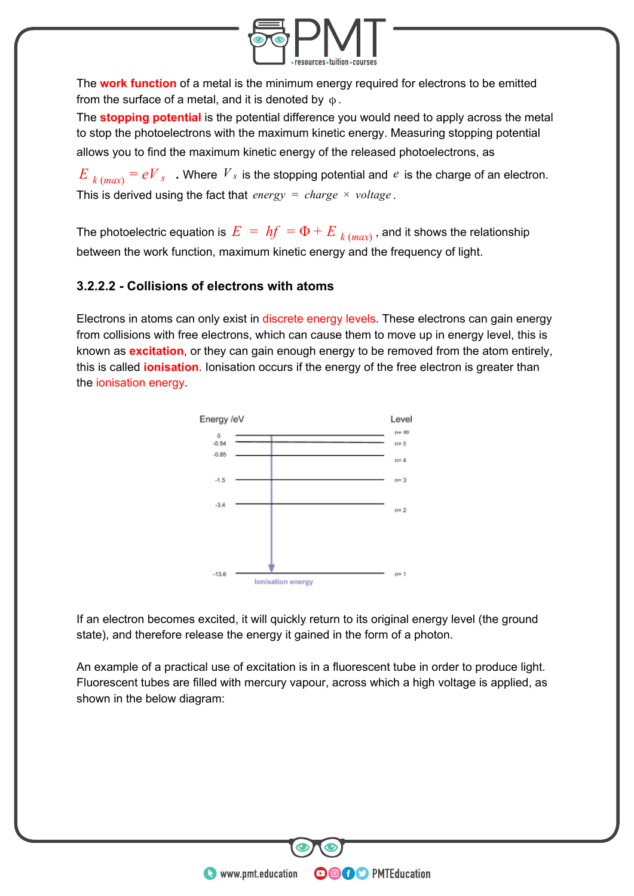The **work function** of a metal is the minimum energy required for electrons to be emitted from the surface of a metal, and it is denoted by $\phi$.
The **stopping potential** is the potential difference you would need to apply across the metal to stop the photoelectrons with the maximum kinetic energy. Measuring stopping potential allows you to find the maximum kinetic energy of the released photoelectrons, as $E_{k\,(max)} = eV_s$. Where $V_s$ is the stopping potential and $e$ is the charge of an electron. This is derived using the fact that $energy = charge \times voltage$.

The photoelectric equation is $E = hf = \Phi + E_{k\,(max)}$, and it shows the relationship between the work function, maximum kinetic energy and the frequency of light.

### 3.2.2.2 - Collisions of electrons with atoms

Electrons in atoms can only exist in discrete energy levels. These electrons can gain energy from collisions with free electrons, which can cause them to move up in energy level, this is known as **excitation**, or they can gain enough energy to be removed from the atom entirely, this is called **ionisation**. Ionisation occurs if the energy of the free electron is greater than the ionisation energy.

| Energy /eV | Level |
|---|---|
| 0 | n= ∞ |
| -0.54 | n= 5 |
| -0.85 | n= 4 |
| -1.5 | n= 3 |
| -3.4 | n= 2 |
| -13.6 | n= 1 |

Ionisation energy

If an electron becomes excited, it will quickly return to its original energy level (the ground state), and therefore release the energy it gained in the form of a photon.

An example of a practical use of excitation is in a fluorescent tube in order to produce light. Fluorescent tubes are filled with mercury vapour, across which a high voltage is applied, as shown in the below diagram: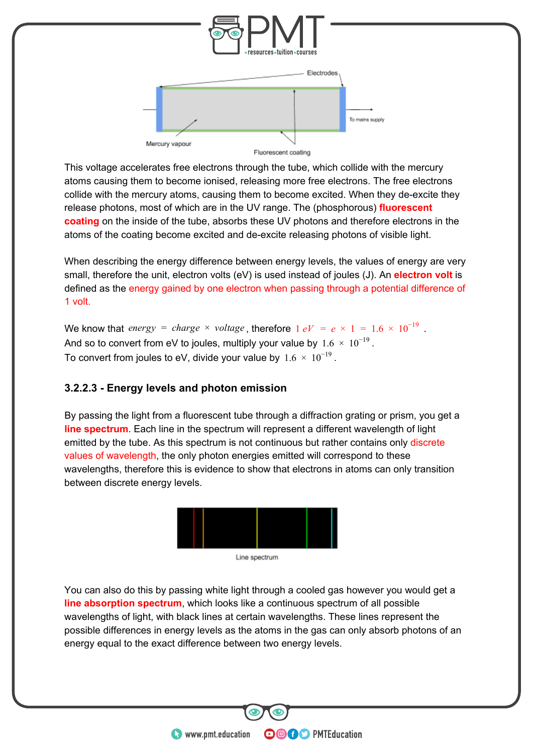Electrodes

To mains supply

Mercury vapour

Fluorescent coating

This voltage accelerates free electrons through the tube, which collide with the mercury atoms causing them to become ionised, releasing more free electrons. The free electrons collide with the mercury atoms, causing them to become excited. When they de-excite they release photons, most of which are in the UV range. The (phosphorous) **fluorescent coating** on the inside of the tube, absorbs these UV photons and therefore electrons in the atoms of the coating become excited and de-excite releasing photons of visible light.

When describing the energy difference between energy levels, the values of energy are very small, therefore the unit, electron volts (eV) is used instead of joules (J). An **electron volt** is defined as the energy gained by one electron when passing through a potential difference of 1 volt.

We know that $energy = charge \times voltage$, therefore $1\ eV = e \times 1 = 1.6 \times 10^{-19}$.
And so to convert from eV to joules, multiply your value by $1.6 \times 10^{-19}$.
To convert from joules to eV, divide your value by $1.6 \times 10^{-19}$.

### 3.2.2.3 - Energy levels and photon emission

By passing the light from a fluorescent tube through a diffraction grating or prism, you get a **line spectrum**. Each line in the spectrum will represent a different wavelength of light emitted by the tube. As this spectrum is not continuous but rather contains only discrete values of wavelength, the only photon energies emitted will correspond to these wavelengths, therefore this is evidence to show that electrons in atoms can only transition between discrete energy levels.

Line spectrum

You can also do this by passing white light through a cooled gas however you would get a **line absorption spectrum**, which looks like a continuous spectrum of all possible wavelengths of light, with black lines at certain wavelengths. These lines represent the possible differences in energy levels as the atoms in the gas can only absorb photons of an energy equal to the exact difference between two energy levels.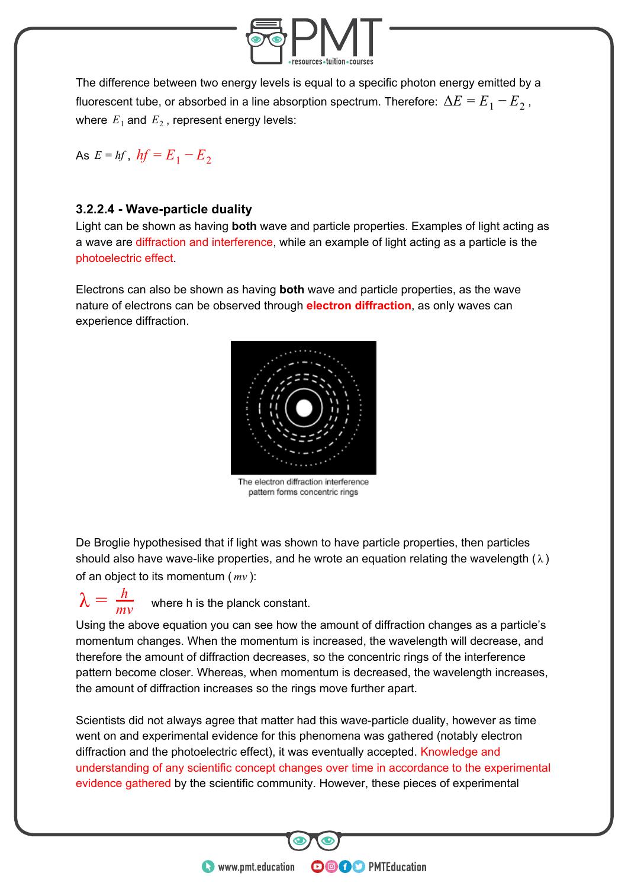The difference between two energy levels is equal to a specific photon energy emitted by a fluorescent tube, or absorbed in a line absorption spectrum. Therefore: $\Delta E = E_1 - E_2$, where $E_1$ and $E_2$, represent energy levels:

As $E = hf$, $hf = E_1 - E_2$

### 3.2.2.4 - Wave-particle duality

Light can be shown as having **both** wave and particle properties. Examples of light acting as a wave are diffraction and interference, while an example of light acting as a particle is the photoelectric effect.

Electrons can also be shown as having **both** wave and particle properties, as the wave nature of electrons can be observed through **electron diffraction**, as only waves can experience diffraction.

The electron diffraction interference pattern forms concentric rings

De Broglie hypothesised that if light was shown to have particle properties, then particles should also have wave-like properties, and he wrote an equation relating the wavelength ($\lambda$) of an object to its momentum ($mv$):

$$\lambda = \frac{h}{mv}$$

where h is the planck constant.

Using the above equation you can see how the amount of diffraction changes as a particle's momentum changes. When the momentum is increased, the wavelength will decrease, and therefore the amount of diffraction decreases, so the concentric rings of the interference pattern become closer. Whereas, when momentum is decreased, the wavelength increases, the amount of diffraction increases so the rings move further apart.

Scientists did not always agree that matter had this wave-particle duality, however as time went on and experimental evidence for this phenomena was gathered (notably electron diffraction and the photoelectric effect), it was eventually accepted. Knowledge and understanding of any scientific concept changes over time in accordance to the experimental evidence gathered by the scientific community. However, these pieces of experimental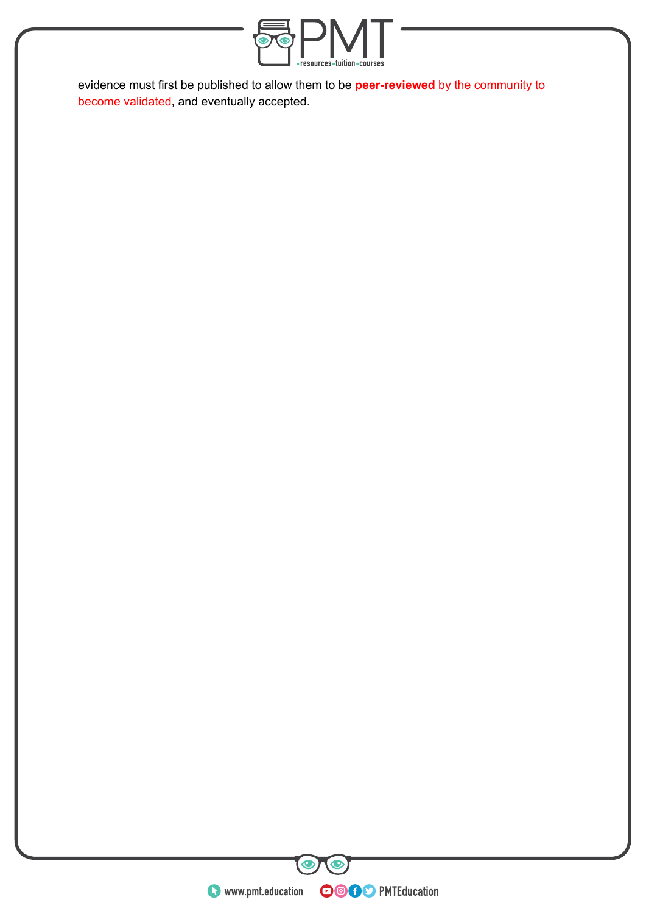evidence must first be published to allow them to be **peer-reviewed** by the community to become validated, and eventually accepted.